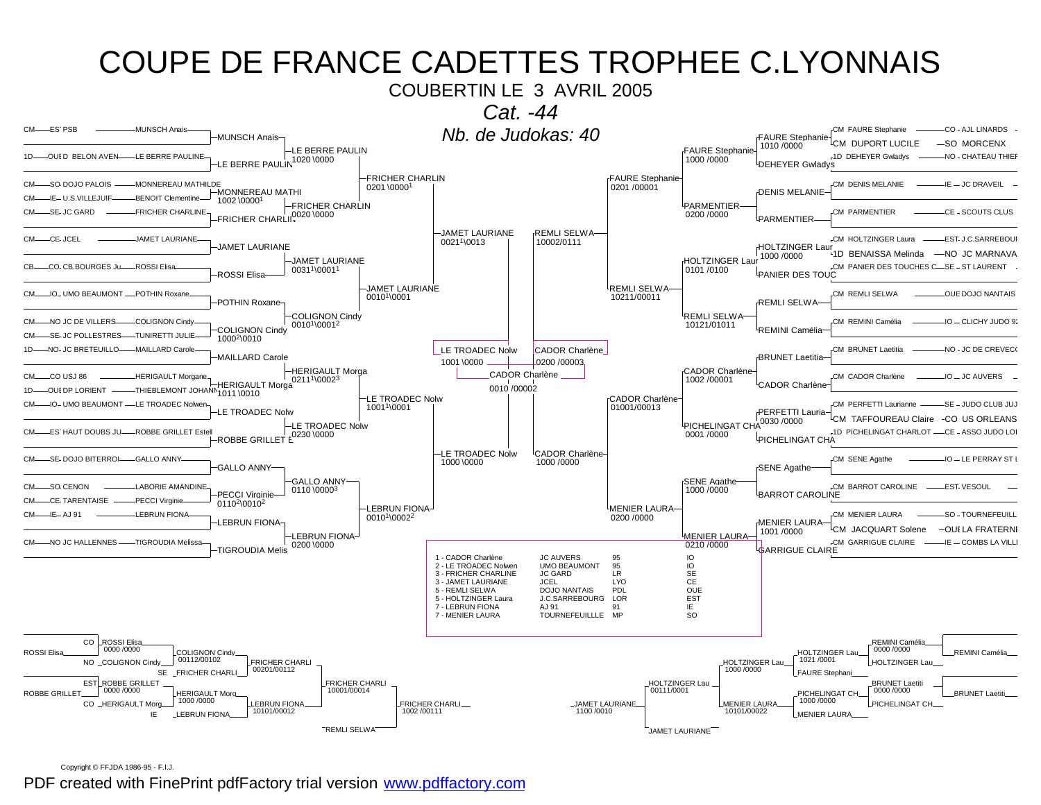# COUPE DE FRANCE CADETTES TROPHEE C.LYONNAIS

COUBERTIN LE 3 AVRIL 2005

*Cat. -44*

*Nb. de Judokas: 40*

## Tableau principal (partie gauche)

| Cat. | Ligue | Club | Judoka |
|---|---|---|---|
| CM | EST | PSB | MUNSCH Anais |
| 1D | OUE | D BELON AVEN | LE BERRE PAULINE |
| CM | SO | DOJO PALOIS | MONNEREAU MATHILDE |
| CM | IE | U.S.VILLEJUIF | BENOIT Clementine |
| CM | SE | JC GARD | FRICHER CHARLINE |
| CM | CE | JCEL | JAMET LAURIANE |
| CB | CO | CB.BOURGES Ju | ROSSI Elisa |
| CM | IO | UMO BEAUMONT | POTHIN Roxane |
| CM | NO | JC DE VILLERS | COLIGNON Cindy |
| CM | SE | JC POLLESTRES | TUNIRETTI JULIE |
| 1D | NO | JC BRETEUILLO | MAILLARD Carole |
| CM | CO | USJ 86 | HERIGAULT Morgane |
| 1D | OUE | DP LORIENT | THIEBLEMONT JOHANN |
| CM | IO | UMO BEAUMONT | LE TROADEC Nolwen |
| CM | EST | HAUT DOUBS JU | ROBBE GRILLET Estell |
| CM | SE | DOJO BITERROI | GALLO ANNY |
| CM | SO | CENON | LABORIE AMANDINE |
| CM | CE | TARENTAISE | PECCI Virginie |
| CM | IE | AJ 91 | LEBRUN FIONA |
| CM | NO | JC HALLENNES | TIGROUDIA Melissa |

Tour 1: MUNSCH Anais; LE BERRE PAULIN; MONNEREAU MATHI 1002 \0000[1]; FRICHER CHARLIN; JAMET LAURIANE; ROSSI Elisa; POTHIN Roxane; COLIGNON Cindy 1000[2]\0010; MAILLARD Carole; HERIGAULT Morga 1011 \0010; LE TROADEC Nolw; ROBBE GRILLET E; GALLO ANNY; PECCI Virginie 0110[2]\0010[2]; LEBRUN FIONA; TIGROUDIA Melis

Tour 2: LE BERRE PAULIN 1020 \0000; FRICHER CHARLIN 0020 \0000; JAMET LAURIANE 0031[1]\0001[1]; COLIGNON Cindy 0010[1]\0001[2]; HERIGAULT Morga 0211[1]\0002[3]; LE TROADEC Nolw 0230 \0000; GALLO ANNY 0110 \0000[3]; LEBRUN FIONA 0200 \0000

Tour 3: FRICHER CHARLIN 0201 \0000[1]; JAMET LAURIANE 0010[1]\0001; LE TROADEC Nolw 1001[1]\0001; LEBRUN FIONA 0010[1]\0002[2]

Tour 4: JAMET LAURIANE 0021[1]\0013; LE TROADEC Nolw 1000 \0000

Demi-finale: LE TROADEC Nolw 1001 \0000

## Tableau principal (partie droite)

| Cat. | Judoka | Ligue | Club |
|---|---|---|---|
| CM | FAURE Stephanie | CO | AJL LINARDS |
| CM | DUPORT LUCILE | SO | MORCENX |
| 1D | DEHEYER Gwladys | NO | CHATEAU THIEF |
| CM | DENIS MELANIE | IE | JC DRAVEIL |
| CM | PARMENTIER | CE | SCOUTS CLUS |
| CM | HOLTZINGER Laura | EST | J.C.SARREBOUR |
| 1D | BENAISSA Melinda | NO | JC MARNAVA |
| CM | PANIER DES TOUCHES C | SE | ST LAURENT |
| CM | REMLI SELWA | OUE | DOJO NANTAIS |
| CM | REMINI Camélia | IO | CLICHY JUDO 92 |
| CM | BRUNET Laetitia | NO | JC DE CREVECO |
| CM | CADOR Charlène | IO | JC AUVERS |
| CM | PERFETTI Laurianne | SE | JUDO CLUB JUJ |
| CM | TAFFOUREAU Claire | CO | US ORLEANS |
| 1D | PICHELINGAT CHARLOT | CE | ASSO JUDO LOI |
| CM | SENE Agathe | IO | LE PERRAY ST L |
| CM | BARROT CAROLINE | EST | VESOUL |
| CM | MENIER LAURA | SO | TOURNEFEUILL |
| CM | JACQUART Solene | OUE | LA FRATERNI |
| CM | GARRIGUE CLAIRE | IE | COMBS LA VILLI |

Tour 1: FAURE Stephanie 1010 /0000; DEHEYER Gwladys; DENIS MELANIE; PARMENTIER; HOLTZINGER Laur 1000 /0000; PANIER DES TOUC; REMLI SELWA; REMINI Camélia; BRUNET Laetitia; CADOR Charlène; PERFETTI Lauria 0030 /0000; PICHELINGAT CHA; SENE Agathe; BARROT CAROLINE; MENIER LAURA 1001 /0000; GARRIGUE CLAIRE

Tour 2: FAURE Stephanie 1000 /0000; PARMENTIER 0200 /0000; HOLTZINGER Laur 0101 /0100; REMLI SELWA 10121/01011; CADOR Charlène 1002 /00001; PICHELINGAT CHA 0001 /0000; SENE Agathe 1000 /0000; MENIER LAURA 0210 /0000

Tour 3: FAURE Stephanie 0201 /00001; REMLI SELWA 10211/00011; CADOR Charlène 01001/00013; MENIER LAURA 0200 /0000

Tour 4: REMLI SELWA 10002/0111; CADOR Charlène 1000 /0000

Demi-finale: CADOR Charlène 0200 /00003

Finale: CADOR Charlène 0010 /00002

## Classement

| Place | Judoka | Club | Dépt | Ligue |
|---|---|---|---|---|
| 1 | CADOR Charlène | JC AUVERS | 95 | IO |
| 2 | LE TROADEC Nolwen | UMO BEAUMONT | 95 | IO |
| 3 | FRICHER CHARLINE | JC GARD | LR | SE |
| 3 | JAMET LAURIANE | JCEL | LYO | CE |
| 5 | REMLI SELWA | DOJO NANTAIS | PDL | OUE |
| 5 | HOLTZINGER Laura | J.C.SARREBOURG | LOR | EST |
| 7 | LEBRUN FIONA | AJ 91 | 91 | IE |
| 7 | MENIER LAURA | TOURNEFEUILLLE | MP | SO |

## Repêchages

Gauche: ROSSI Elisa (CO) 0000 /0000 vs COLIGNON Cindy (NO) → COLIGNON Cindy 00112/00102; vs FRICHER CHARLI (SE) → FRICHER CHARLI 00201/00112; ROBBE GRILLET (EST) 0000 /0000 vs HERIGAULT Morg (CO) → HERIGAULT Morg 1000 /0000; vs LEBRUN FIONA (IE) → LEBRUN FIONA 10101/00012; FRICHER CHARLI 10001/00014; vs REMLI SELWA → FRICHER CHARLI 1002 /00111

Droite: REMINI Camélia 0000 /0000 vs HOLTZINGER Lau → HOLTZINGER Lau 1021 /0001; vs FAURE Stephani → HOLTZINGER Lau 1000 /0000; BRUNET Laetiti 0000 /0000 vs PICHELINGAT CH → PICHELINGAT CH 1000 /0000; vs MENIER LAURA → MENIER LAURA 10101/00022; HOLTZINGER Lau 00111/0001; vs JAMET LAURIANE → JAMET LAURIANE 1100 /0010

Copyright © FFJDA 1986-95 - F.I.J.

PDF created with FinePrint pdfFactory trial version www.pdffactory.com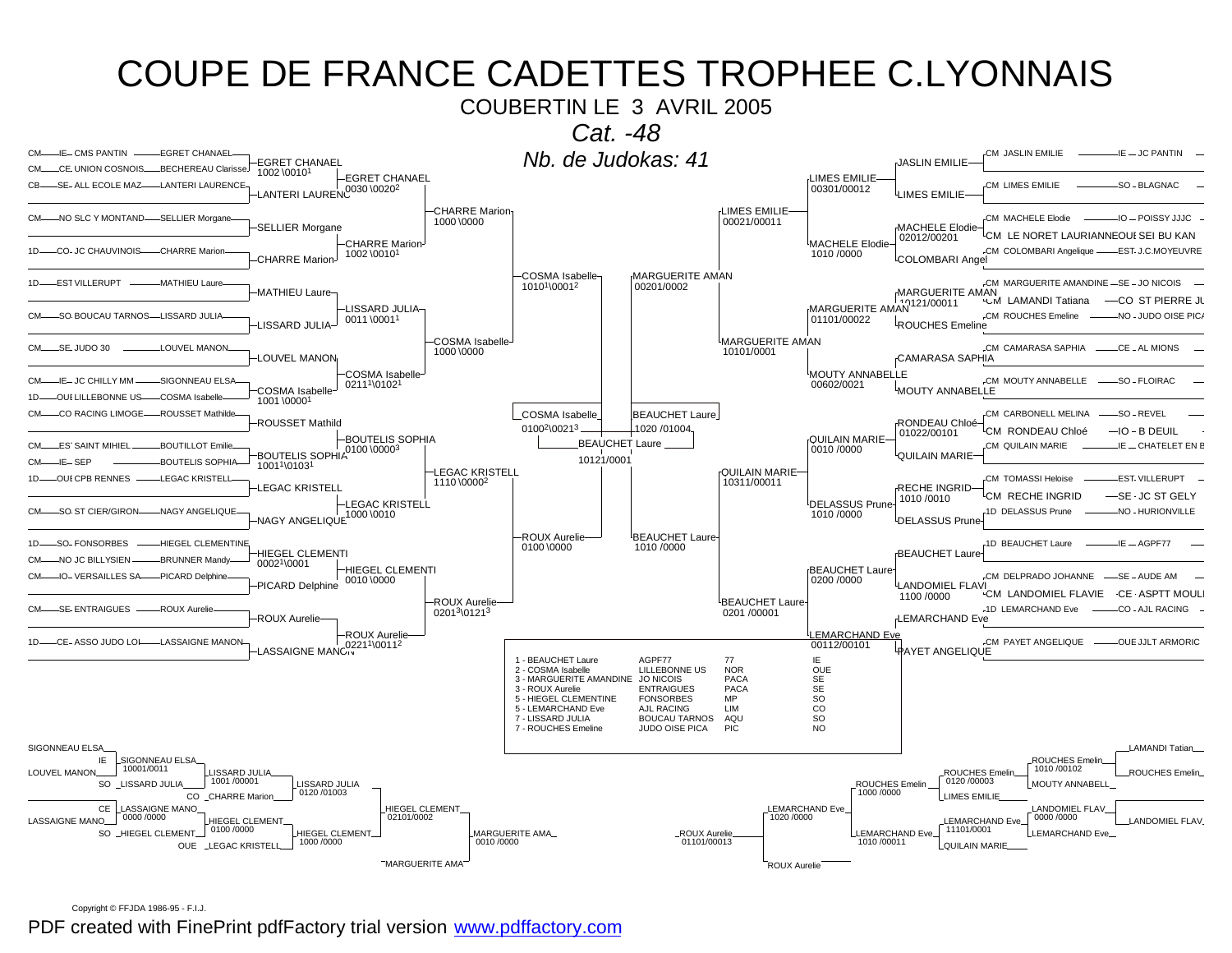# COUPE DE FRANCE CADETTES TROPHEE C.LYONNAIS

COUBERTIN LE 3 AVRIL 2005

*Cat. -48*

*Nb. de Judokas: 41*

## Tableau principal (partie gauche)

| Club | Judoka | Tour 1 | Tour 2 | Tour 3 | Demi-finale |
|---|---|---|---|---|---|
| CM IE CMS PANTIN | EGRET CHANAEL | EGRET CHANAEL 1002 \0010[1] | EGRET CHANAEL 0030 \0020[2] | CHARRE Marion 1000 \0000 | COSMA Isabelle 1010[1]\0001[2] |
| CM CE UNION COSNOIS | BECHEREAU Clarisse | | | | |
| CB SE ALL ECOLE MAZ | LANTERI LAURENCE | LANTERI LAURENC | | | |
| CM NO SLC Y MONTAND | SELLIER Morgane | SELLIER Morgane | CHARRE Marion 1002 \0010[1] | | |
| 1D CO JC CHAUVINOIS | CHARRE Marion | CHARRE Marion | | | |
| 1D EST VILLERUPT | MATHIEU Laure | MATHIEU Laure | LISSARD JULIA 0011 \0001[1] | COSMA Isabelle 1000 \0000 | |
| CM SO BOUCAU TARNOS | LISSARD JULIA | LISSARD JULIA | | | |
| CM SE JUDO 30 | LOUVEL MANON | LOUVEL MANON | COSMA Isabelle 0211[1]\0102[1] | | |
| CM IE JC CHILLY MM | SIGONNEAU ELSA | COSMA Isabelle 1001 \0000[1] | | | |
| 1D OUE LILLEBONNE US | COSMA Isabelle | | | | |
| CM CO RACING LIMOGE | ROUSSET Mathilde | ROUSSET Mathild | BOUTELIS SOPHIA 0100 \0000[3] | LEGAC KRISTELL 1110 \0000[2] | ROUX Aurelie 0100 \0000 |
| CM EST SAINT MIHIEL | BOUTILLOT Emilie | BOUTELIS SOPHIA 1001[1]\0103[1] | | | |
| CM IE SEP | BOUTELIS SOPHIA | | | | |
| 1D OUE CPB RENNES | LEGAC KRISTELL | LEGAC KRISTELL | LEGAC KRISTELL 1000 \0010 | | |
| CM SO ST CIER/GIRON | NAGY ANGELIQUE | NAGY ANGELIQUE | | | |
| 1D SO FONSORBES | HIEGEL CLEMENTINE | HIEGEL CLEMENTI 0002[1]\0001 | HIEGEL CLEMENTI 0010 \0000 | ROUX Aurelie 0201[3]\0121[3] | |
| CM NO JC BILLYSIEN | BRUNNER Mandy | | | | |
| CM IO VERSAILLES SA | PICARD Delphine | PICARD Delphine | | | |
| CM SE ENTRAIGUES | ROUX Aurelie | ROUX Aurelie | ROUX Aurelie 0221[1]\0011[2] | | |
| 1D CE ASSO JUDO LOI | LASSAIGNE MANON | LASSAIGNE MANON | | | |

Demi-finale gauche : COSMA Isabelle 0100[2]\0021[3]

## Finale

BEAUCHET Laure 10121/0001

## Tableau principal (partie droite)

| Demi-finale | Tour 3 | Tour 2 | Tour 1 | Judoka | Club |
|---|---|---|---|---|---|
| MARGUERITE AMAN 00201/0002 | LIMES EMILIE 00021/00011 | LIMES EMILIE 00301/00012 | JASLIN EMILIE | CM JASLIN EMILIE | IE JC PANTIN |
| | | | LIMES EMILIE | CM LIMES EMILIE | SO BLAGNAC |
| | | MACHELE Elodie 1010 /0000 | MACHELE Elodie 02012/00201 | CM MACHELE Elodie | IO POISSY JJJC |
| | | | | CM LE NORET LAURIANNE | OUE SEI BU KAN |
| | | | COLOMBARI Angel | CM COLOMBARI Angelique | EST J.C.MOYEUVRE |
| | MARGUERITE AMAN 10101/0001 | MARGUERITE AMAN 01101/00022 | MARGUERITE AMAN 10121/00011 | CM MARGUERITE AMANDINE | SE JO NICOIS |
| | | | | CM LAMANDI Tatiana | CO ST PIERRE JU |
| | | | ROUCHES Emeline | CM ROUCHES Emeline | NO JUDO OISE PIC |
| | | MOUTY ANNABELLE 00602/0021 | CAMARASA SAPHIA | CM CAMARASA SAPHIA | CE AL MIONS |
| | | | MOUTY ANNABELLE | CM MOUTY ANNABELLE | SO FLOIRAC |
| BEAUCHET Laure 1010 /0000 | QUILAIN MARIE 10311/00011 | QUILAIN MARIE 0010 /0000 | RONDEAU Chloé 01022/00101 | CM CARBONELL MELINA | SO REVEL |
| | | | | CM RONDEAU Chloé | IO B DEUIL |
| | | | QUILAIN MARIE | CM QUILAIN MARIE | IE CHATELET EN B |
| | | DELASSUS Prune 1010 /0000 | RECHE INGRID 1010 /0010 | CM TOMASSI Heloise | EST VILLERUPT |
| | | | | CM RECHE INGRID | SE JC ST GELY |
| | | | DELASSUS Prune | 1D DELASSUS Prune | NO HURIONVILLE |
| | BEAUCHET Laure 0201 /00001 | BEAUCHET Laure 0200 /0000 | BEAUCHET Laure | 1D BEAUCHET Laure | IE AGPF77 |
| | | | LANDOMIEL FLAVI 1100 /0000 | CM DELPRADO JOHANNE | SE AUDE AM |
| | | | | CM LANDOMIEL FLAVIE | CE ASPTT MOULI |
| | | LEMARCHAND Eve 00112/00101 | LEMARCHAND Eve | 1D LEMARCHAND Eve | CO AJL RACING |
| | | | PAYET ANGELIQUE | CM PAYET ANGELIQUE | OUE JJLT ARMORIC |

Demi-finale droite : BEAUCHET Laure 1020 /01004

## Classement

| Place | Nom | Club | Dép. | Ligue |
|---|---|---|---|---|
| 1 | BEAUCHET Laure | AGPF77 | 77 | IE |
| 2 | COSMA Isabelle | LILLEBONNE US | NOR | OUE |
| 3 | MARGUERITE AMANDINE | JO NICOIS | PACA | SE |
| 3 | ROUX Aurelie | ENTRAIGUES | PACA | SE |
| 5 | HIEGEL CLEMENTINE | FONSORBES | MP | SO |
| 5 | LEMARCHAND Eve | AJL RACING | LIM | CO |
| 7 | LISSARD JULIA | BOUCAU TARNOS | AQU | SO |
| 7 | ROUCHES Emeline | JUDO OISE PICA | PIC | NO |

## Repêchages (gauche)

- SIGONNEAU ELSA / IE SIGONNEAU ELSA 10001/0011 / LOUVEL MANON
- SO LISSARD JULIA → LISSARD JULIA 1001 /00001
- CO CHARRE Marion → LISSARD JULIA 0120 /01003
- CE LASSAIGNE MANO 0000 /0000 / LASSAIGNE MANO
- SO HIEGEL CLEMENT → HIEGEL CLEMENT 0100 /0000
- OUE LEGAC KRISTELL → HIEGEL CLEMENT 1000 /0000
- HIEGEL CLEMENT 02101/0002
- MARGUERITE AMA → MARGUERITE AMA 0010 /0000

## Repêchages (droite)

- LAMANDI Tatian / ROUCHES Emelin 1010 /00102 / ROUCHES Emelin
- MOUTY ANNABELL → ROUCHES Emelin 0120 /00003
- LIMES EMILIE → ROUCHES Emelin 1000 /0000
- LANDOMIEL FLAV 0000 /0000 / LANDOMIEL FLAV
- LEMARCHAND Eve → LEMARCHAND Eve 11101/0001
- QUILAIN MARIE → LEMARCHAND Eve 1010 /00011
- LEMARCHAND Eve 1020 /0000
- ROUX Aurelie → ROUX Aurelie 01101/00013

Copyright © FFJDA 1986-95 - F.I.J.

PDF created with FinePrint pdfFactory trial version www.pdffactory.com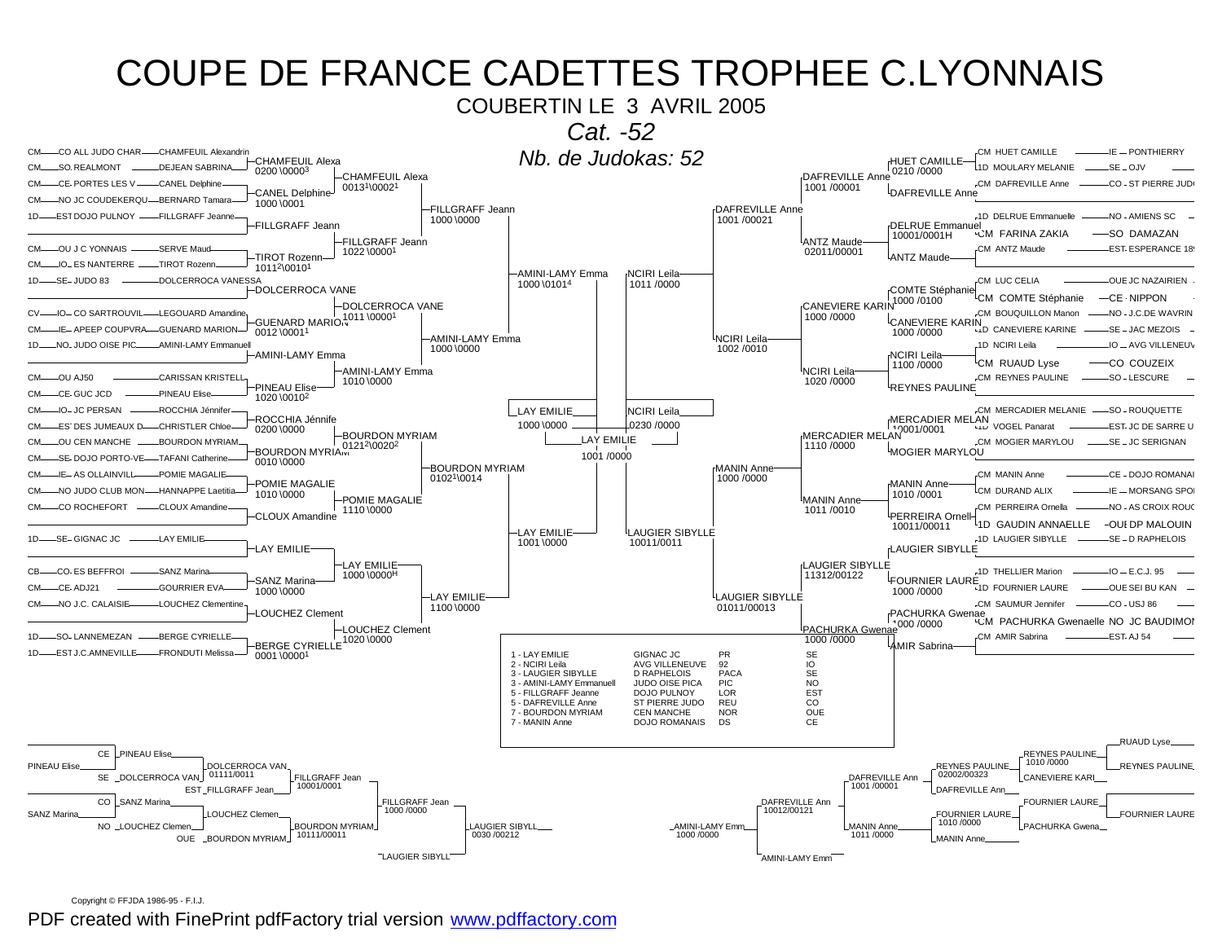# COUPE DE FRANCE CADETTES TROPHEE C.LYONNAIS

COUBERTIN LE 3 AVRIL 2005

*Cat. -52*

*Nb. de Judokas: 52*

## Tableau gauche

| Ligue | Club | Judoka |
| --- | --- | --- |
| CM | CO ALL JUDO CHAR | CHAMFEUIL Alexandrin |
| CM | SO REALMONT | DEJEAN SABRINA |
| CM | CE PORTES LES V | CANEL Delphine |
| CM | NO JC COUDEKERQU | BERNARD Tamara |
| 1D | EST DOJO PULNOY | FILLGRAFF Jeanne |
| CM | OU J C YONNAIS | SERVE Maud |
| CM | IO ES NANTERRE | TIROT Rozenn |
| 1D | SE JUDO 83 | DOLCERROCA VANESSA |
| CV | IO CO SARTROUVIL | LEGOUARD Amandine |
| CM | IE APEEP COUPVRA | GUENARD MARION |
| 1D | NO JUDO OISE PIC | AMINI-LAMY Emmanuell |
| CM | OU AJ50 | CARISSAN KRISTELL |
| CM | CE GUC JCD | PINEAU Elise |
| CM | IO JC PERSAN | ROCCHIA Jénnifer |
| CM | EST DES JUMEAUX D | CHRISTLER Chloe |
| CM | OU CEN MANCHE | BOURDON MYRIAM |
| CM | SE DOJO PORTO-VE | TAFANI Catherine |
| CM | IE AS OLLAINVILL | POMIE MAGALIE |
| CM | NO JUDO CLUB MON | HANNAPPE Laetitia |
| CM | CO ROCHEFORT | CLOUX Amandine |
| 1D | SE GIGNAC JC | LAY EMILIE |
| CB | CO ES BEFFROI | SANZ Marina |
| CM | CE ADJ21 | GOURRIER EVA |
| CM | NO J.C. CALAISIE | LOUCHEZ Clementine |
| 1D | SO LANNEMEZAN | BERGE CYRIELLE |
| 1D | EST J.C.AMNEVILLE | FRONDUTI Melissa |

Tour 1:
- CHAMFEUIL Alexa 0200 \0000[3]
- CANEL Delphine 1000 \0001
- FILLGRAFF Jeann
- TIROT Rozenn 1011[2]\0010[1]
- DOLCERROCA VANE
- GUENARD MARION 0012 \0001[1]
- AMINI-LAMY Emma
- PINEAU Elise 1020 \0010[2]
- ROCCHIA Jénnife 0200 \0000
- BOURDON MYRIAM 0010 \0000
- POMIE MAGALIE 1010 \0000
- CLOUX Amandine
- LAY EMILIE
- SANZ Marina 1000 \0000
- LOUCHEZ Clement
- BERGE CYRIELLE 0001 \0001[1]

Tour 2:
- CHAMFEUIL Alexa 0013[1]\0002[1]
- FILLGRAFF Jeann 1022 \0000[1]
- DOLCERROCA VANE 1011 \0000[1]
- AMINI-LAMY Emma 1010 \0000
- BOURDON MYRIAM 0121[2]\0020[2]
- POMIE MAGALIE 1110 \0000
- LAY EMILIE 1000 \0000H
- LOUCHEZ Clement 1020 \0000

Tour 3:
- FILLGRAFF Jeann 1000 \0000
- AMINI-LAMY Emma 1000 \0000
- BOURDON MYRIAM 0102[1]\0014
- LAY EMILIE 1100 \0000

Demi-tableau:
- AMINI-LAMY Emma 1000 \0101[4]
- LAY EMILIE 1001 \0000

## Finale

- LAY EMILIE 1000 \0000 — NCIRI Leila 0230 /0000
- **LAY EMILIE** 1001 /0000

## Tableau droit

| Judoka | Ligue | Club |
| --- | --- | --- |
| CM HUET CAMILLE | IE | PONTHIERRY |
| 1D MOULARY MELANIE | SE | OJV |
| CM DAFREVILLE Anne | CO | ST PIERRE JUDO |
| 1D DELRUE Emmanuelle | NO | AMIENS SC |
| CM FARINA ZAKIA | SO | DAMAZAN |
| CM ANTZ Maude | EST | ESPERANCE 18 |
| CM LUC CELIA | OUE | JC NAZAIRIEN |
| CM COMTE Stéphanie | CE | NIPPON |
| CM BOUQUILLON Manon | NO | J.C.DE WAVRIN |
| 1D CANEVIERE KARINE | SE | JAC MEZOIS |
| 1D NCIRI Leila | IO | AVG VILLENEUV |
| CM RUAUD Lyse | CO | COUZEIX |
| CM REYNES PAULINE | SO | LESCURE |
| CM MERCADIER MELANIE | SO | ROUQUETTE |
| 1D VOGEL Panarat | EST | JC DE SARRE U |
| CM MOGIER MARYLOU | SE | JC SERIGNAN |
| CM MANIN Anne | CE | DOJO ROMANAI |
| CM DURAND ALIX | IE | MORSANG SPO |
| CM PERREIRA Ornella | NO | AS CROIX ROUG |
| 1D GAUDIN ANNAELLE | OUE | DP MALOUIN |
| 1D LAUGIER SIBYLLE | SE | D RAPHELOIS |
| 1D THELLIER Marion | IO | E.C.J. 95 |
| 1D FOURNIER LAURE | OUE | SEI BU KAN |
| CM SAUMUR Jennifer | CO | USJ 86 |
| CM PACHURKA Gwenaelle | NO | JC BAUDIMON |
| CM AMIR Sabrina | EST | AJ 54 |

Tour 1:
- HUET CAMILLE 0210 /0000
- DAFREVILLE Anne
- DELRUE Emmanuel 10001/0001H
- ANTZ Maude
- COMTE Stéphanie 1000 /0100
- CANEVIERE KARIN 1000 /0000
- NCIRI Leila 1100 /0000
- REYNES PAULINE
- MERCADIER MELAN 10001/0001
- MOGIER MARYLOU
- MANIN Anne 1010 /0001
- PERREIRA Ornell 10001/00011
- LAUGIER SIBYLLE
- FOURNIER LAURE 1000 /0000
- PACHURKA Gwenae 1000 /0000
- AMIR Sabrina

Tour 2:
- DAFREVILLE Anne 1001 /00001
- ANTZ Maude 02011/00001
- CANEVIERE KARIN 1000 /0000
- NCIRI Leila 1020 /0000
- MERCADIER MELAN 1110 /0000
- MANIN Anne 1011 /0010
- LAUGIER SIBYLLE 11312/00122
- PACHURKA Gwenae 1000 /0000

Tour 3:
- DAFREVILLE Anne 1001 /00021
- NCIRI Leila 1002 /0010
- MANIN Anne 1000 /0000
- LAUGIER SIBYLLE 01011/00013

Demi-tableau:
- NCIRI Leila 1011 /0000
- LAUGIER SIBYLLE 10011/0011

## Classement

| Place | Judoka | Club | Ligue | |
| --- | --- | --- | --- | --- |
| 1 | LAY EMILIE | GIGNAC JC | PR | SE |
| 2 | NCIRI Leila | AVG VILLENEUVE | 92 | IO |
| 3 | LAUGIER SIBYLLE | D RAPHELOIS | PACA | SE |
| 3 | AMINI-LAMY Emmanuell | JUDO OISE PICA | PIC | NO |
| 5 | FILLGRAFF Jeanne | DOJO PULNOY | LOR | EST |
| 5 | DAFREVILLE Anne | ST PIERRE JUDO | REU | CO |
| 7 | BOURDON MYRIAM | CEN MANCHE | NOR | OUE |
| 7 | MANIN Anne | DOJO ROMANAIS | DS | CE |

## Repêchages gauche

- CE PINEAU Elise / SE DOLCERROCA VAN → DOLCERROCA VAN 01111/0011
- EST FILLGRAFF Jean → FILLGRAFF Jean 10001/0001
- CO SANZ Marina / NO LOUCHEZ Clemen → LOUCHEZ Clemen
- OUE BOURDON MYRIAM → BOURDON MYRIAM 10111/00011
- FILLGRAFF Jean 1000 /0000
- LAUGIER SIBYLL 0030 /00212
- LAUGIER SIBYLL

## Repêchages droit

- RUAUD Lyse / REYNES PAULINE → REYNES PAULINE 1010 /0000
- REYNES PAULINE 02002/00323 / CANEVIERE KARI
- DAFREVILLE Ann 1001 /00001 / DAFREVILLE Ann
- FOURNIER LAURE / FOURNIER LAURE 1010 /0000 / PACHURKA Gwena
- MANIN Anne 1011 /0000 / MANIN Anne
- DAFREVILLE Ann 10012/00121
- AMINI-LAMY Emm 1000 /0000
- AMINI-LAMY Emm

Copyright © FFJDA 1986-95 - F.I.J.

PDF created with FinePrint pdfFactory trial version www.pdffactory.com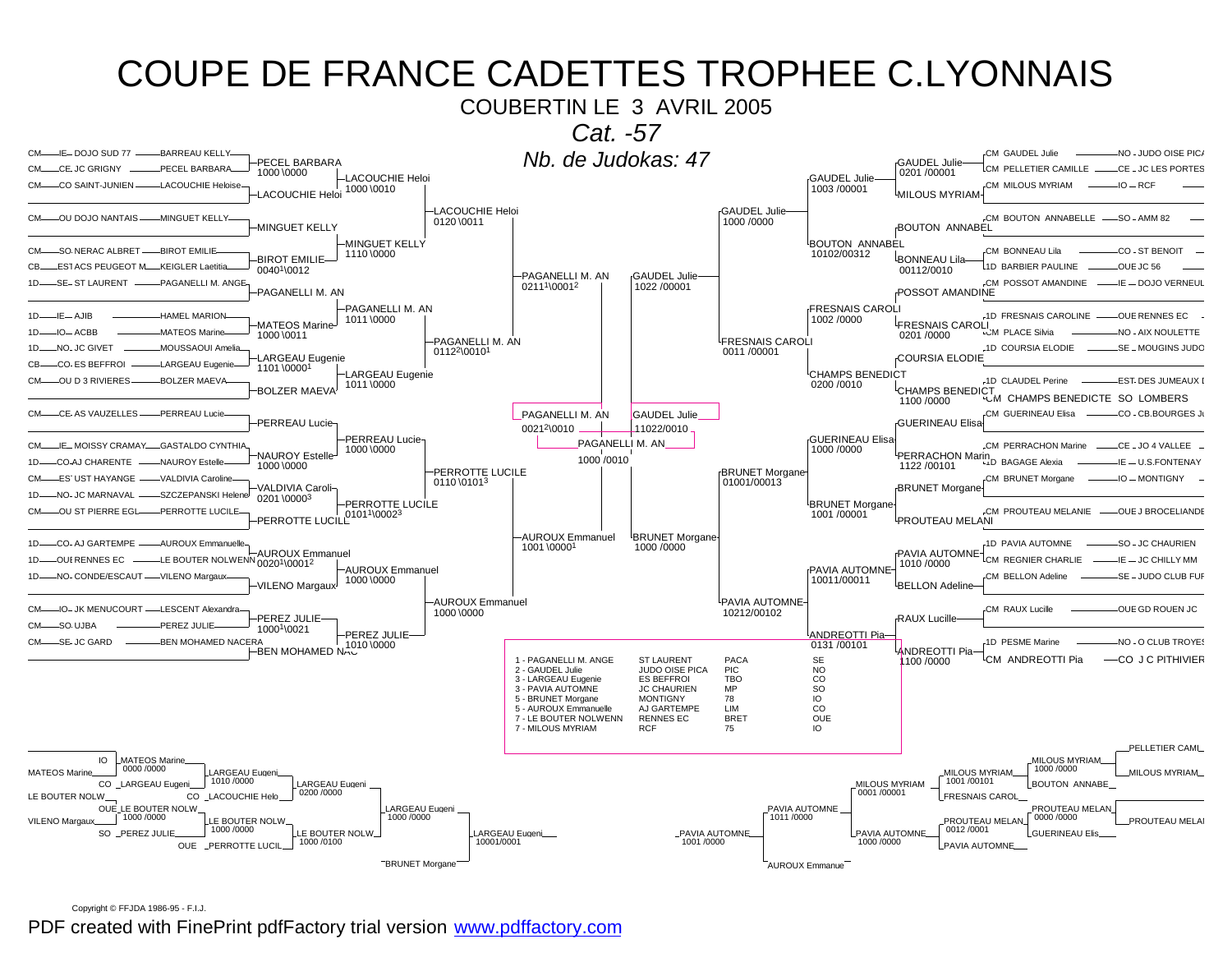# COUPE DE FRANCE CADETTES TROPHEE C.LYONNAIS

COUBERTIN LE 3 AVRIL 2005

*Cat. -57*

*Nb. de Judokas: 47*

## Tableau principal (partie gauche)

| Ligue | Club | Judoka |
|---|---|---|
| CM IE | DOJO SUD 77 | BARREAU KELLY |
| CM CE | JC GRIGNY | PECEL BARBARA |
| CM | CO SAINT-JUNIEN | LACOUCHIE Heloise |
| CM | OU DOJO NANTAIS | MINGUET KELLY |
| CM | SO NERAC ALBRET | BIROT EMILIE |
| CB | EST ACS PEUGEOT M | KEIGLER Laetitia |
| 1D | SE ST LAURENT | PAGANELLI M. ANGE |
| 1D | IE AJIB | HAMEL MARION |
| 1D | IO ACBB | MATEOS Marine |
| 1D | NO JC GIVET | MOUSSAOUI Amelia |
| CB | CO ES BEFFROI | LARGEAU Eugenie |
| CM | OU D 3 RIVIERES | BOLZER MAEVA |
| CM | CE AS VAUZELLES | PERREAU Lucie |
| CM | IE MOISSY CRAMAY | GASTALDO CYNTHIA |
| 1D | CO AJ CHARENTE | NAUROY Estelle |
| CM | EST UST HAYANGE | VALDIVIA Caroline |
| 1D | NO JC MARNAVAL | SZCZEPANSKI Helene |
| CM | OU ST PIERRE EGL | PERROTTE LUCILE |
| 1D | CO AJ GARTEMPE | AUROUX Emmanuelle |
| 1D | OUE RENNES EC | LE BOUTER NOLWENN |
| 1D | NO CONDE/ESCAUT | VILENO Margaux |
| CM | IO JK MENUCOURT | LESCENT Alexandra |
| CM | SO UJBA | PEREZ JULIE |
| CM | SE JC GARD | BEN MOHAMED NACERA |

Tour 1 : PECEL BARBARA 1000 \0000 ; LACOUCHIE Heloi ; MINGUET KELLY ; BIROT EMILIE 0040[1]\0012 ; PAGANELLI M. AN ; MATEOS Marine 1000 \0011 ; LARGEAU Eugenie 1101 \0000[1] ; BOLZER MAEVA ; PERREAU Lucie ; NAUROY Estelle 1000 \0000 ; VALDIVIA Caroli 0201 \0000[3] ; PERROTTE LUCILL ; AUROUX Emmanuel 0020[1]\0001[2] ; VILENO Margaux ; PEREZ JULIE 1000[1]\0021 ; BEN MOHAMED NAC

Tour 2 : LACOUCHIE Heloi 1000 \0010 ; MINGUET KELLY 1110 \0000 ; PAGANELLI M. AN 1011 \0000 ; LARGEAU Eugenie 1011 \0000 ; PERREAU Lucie 1000 \0000 ; PERROTTE LUCILE 0101[1]\0002[3] ; AUROUX Emmanuel 1000 \0000 ; PEREZ JULIE 1010 \0000

Tour 3 : LACOUCHIE Heloi 0120 \0011 ; PAGANELLI M. AN 0112[2]\0010[1] ; PERROTTE LUCILE 0110 \0101[3] ; AUROUX Emmanuel 1000 \0000

Tour 4 : PAGANELLI M. AN 0211[1]\0001[2] ; AUROUX Emmanuel 1001 \0000[1]

## Tableau principal (partie droite)

| Judoka | Ligue | Club |
|---|---|---|
| CM GAUDEL Julie | NO | JUDO OISE PICA |
| CM PELLETIER CAMILLE | CE | JC LES PORTES |
| CM MILOUS MYRIAM | IO | RCF |
| CM BOUTON ANNABELLE | SO | AMM 82 |
| CM BONNEAU Lila | CO | ST BENOIT |
| 1D BARBIER PAULINE | OUE | JC 56 |
| CM POSSOT AMANDINE | IE | DOJO VERNEUIL |
| 1D FRESNAIS CAROLINE | OUE | RENNES EC |
| CM PLACE Silvia | NO | AIX NOULETTE |
| 1D COURSIA ELODIE | SE | MOUGINS JUDO |
| 1D CLAUDEL Perine | EST | DES JUMEAUX |
| CM CHAMPS BENEDICTE | SO | LOMBERS |
| CM GUERINEAU Elisa | CO | CB.BOURGES JU |
| CM PERRACHON Marine | CE | JO 4 VALLEE |
| 1D BAGAGE Alexia | IE | U.S.FONTENAY |
| CM BRUNET Morgane | IO | MONTIGNY |
| CM PROUTEAU MELANIE | OUE | J BROCELIANDE |
| 1D PAVIA AUTOMNE | SO | JC CHAURIEN |
| CM REGNIER CHARLIE | IE | JC CHILLY MM |
| CM BELLON Adeline | SE | JUDO CLUB FUR |
| CM RAUX Lucille | OUE | GD ROUEN JC |
| 1D PESME Marine | NO | O CLUB TROYES |
| CM ANDREOTTI Pia | CO | J C PITHIVIER |

Tour 1 : GAUDEL Julie 0201 /00001 ; MILOUS MYRIAM ; BOUTON ANNABEL ; BONNEAU Lila 00112/0010 ; POSSOT AMANDINE ; FRESNAIS CAROLI 0201 /0000 ; COURSIA ELODIE ; CHAMPS BENEDICT 1100 /0000 ; GUERINEAU Elisa ; PERRACHON Marin 1122 /00101 ; BRUNET Morgane ; PROUTEAU MELANI ; PAVIA AUTOMNE 1010 /0000 ; BELLON Adeline ; RAUX Lucille ; ANDREOTTI Pia 1100 /0000

Tour 2 : GAUDEL Julie 1003 /00001 ; BOUTON ANNABEL 10102/00312 ; FRESNAIS CAROLI 1002 /0000 ; CHAMPS BENEDICT 0200 /0010 ; GUERINEAU Elisa 1000 /0000 ; BRUNET Morgane 1001 /00001 ; PAVIA AUTOMNE 10011/00011 ; ANDREOTTI Pia 0131 /00101

Tour 3 : GAUDEL Julie 1000 /0000 ; FRESNAIS CAROLI 0011 /00001 ; BRUNET Morgane 01001/00013 ; PAVIA AUTOMNE 10212/00102

Tour 4 : GAUDEL Julie 1022 /00001 ; BRUNET Morgane 1000 /0000

## Finale

PAGANELLI M. AN 0021[2]\0010 — GAUDEL Julie 11022/0010

Vainqueur : PAGANELLI M. AN 1000 /0010

## Classement

| Place | Judoka | Club | Région | Ligue |
|---|---|---|---|---|
| 1 | PAGANELLI M. ANGE | ST LAURENT | PACA | SE |
| 2 | GAUDEL Julie | JUDO OISE PICA | PIC | NO |
| 3 | LARGEAU Eugenie | ES BEFFROI | TBO | CO |
| 3 | PAVIA AUTOMNE | JC CHAURIEN | MP | SO |
| 5 | BRUNET Morgane | MONTIGNY | 78 | IO |
| 5 | AUROUX Emmanuelle | AJ GARTEMPE | LIM | CO |
| 7 | LE BOUTER NOLWENN | RENNES EC | BRET | OUE |
| 7 | MILOUS MYRIAM | RCF | 75 | IO |

## Repêchages (gauche)

- IO MATEOS Marine 0000 /0000 — MATEOS Marine
- CO LARGEAU Eugeni — LARGEAU Eugeni 1010 /0000
- LE BOUTER NOLW — CO LACOUCHIE Helo
- LARGEAU Eugeni 0200 /0000
- OUE LE BOUTER NOLW 1000 /0000 — LE BOUTER NOLW 1000 /0000
- SO PEREZ JULIE — VILENO Margaux
- OUE PERROTTE LUCIL
- LE BOUTER NOLW 1000 /0100
- LARGEAU Eugeni 1000 /0000 — BRUNET Morgane
- LARGEAU Eugeni 10001/0001

## Repêchages (droite)

- PELLETIER CAML — MILOUS MYRIAM 1000 /0000 — MILOUS MYRIAM
- MILOUS MYRIAM 1001 /00101 — BOUTON ANNABE
- MILOUS MYRIAM 0001 /00001 — FRESNAIS CAROL
- PROUTEAU MELAN 0000 /0000 — PROUTEAU MELAI
- PROUTEAU MELAN 0012 /0001 — GUERINEAU Elis
- PAVIA AUTOMNE 1011 /0000 — PAVIA AUTOMNE 1000 /0000 — PAVIA AUTOMNE
- AUROUX Emmanue
- PAVIA AUTOMNE 1001 /0000

Copyright © FFJDA 1986-95 - F.I.J.

PDF created with FinePrint pdfFactory trial version www.pdffactory.com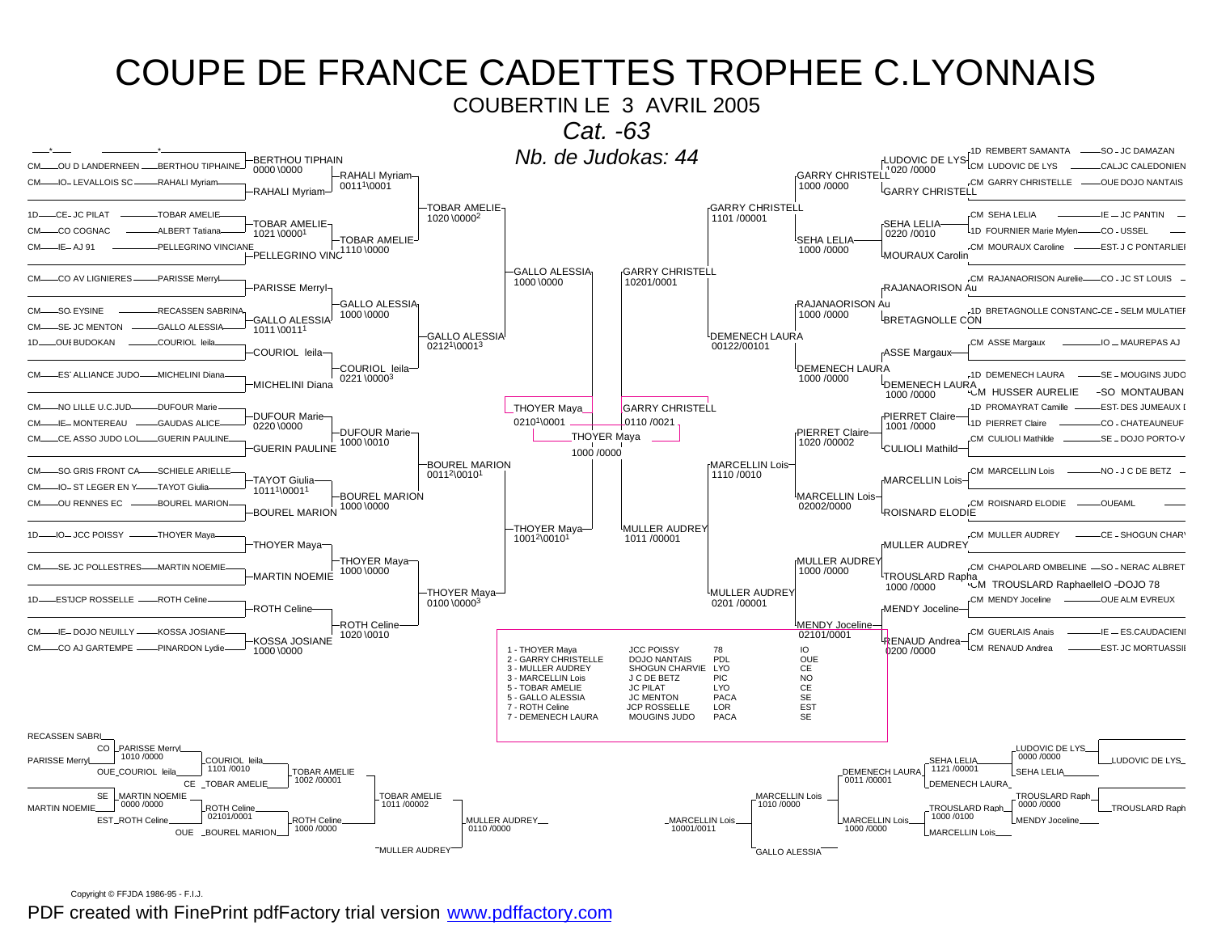# COUPE DE FRANCE CADETTES TROPHEE C.LYONNAIS

COUBERTIN LE 3 AVRIL 2005

*Cat. -63*

*Nb. de Judokas: 44*

## Tableau gauche

| Grade | Ligue | Club | Judoka |
| --- | --- | --- | --- |
| * | | | * |
| CM | OU | D LANDERNEEN | BERTHOU TIPHAINE |
| CM | IO | LEVALLOIS SC | RAHALI Myriam |
| 1D | CE | JC PILAT | TOBAR AMELIE |
| CM | CO | COGNAC | ALBERT Tatiana |
| CM | IE | AJ 91 | PELLEGRINO VINCIANE |
| CM | CO | AV LIGNIERES | PARISSE Merryl |
| CM | SO | EYSINE | RECASSEN SABRINA |
| CM | SE | JC MENTON | GALLO ALESSIA |
| 1D | OU | BUDOKAN | COURIOL leila |
| CM | ES | ALLIANCE JUDO | MICHELINI Diana |
| CM | NO | LILLE U.C.JUD | DUFOUR Marie |
| CM | IE | MONTEREAU | GAUDAS ALICE |
| CM | CE | ASSO JUDO LOL | GUERIN PAULINE |
| CM | SO | GRIS FRONT CA | SCHIELE ARIELLE |
| CM | IO | ST LEGER EN Y | TAYOT Giulia |
| CM | OU | RENNES EC | BOUREL MARION |
| 1D | IO | JCC POISSY | THOYER Maya |
| CM | SE | JC POLLESTRES | MARTIN NOEMIE |
| 1D | ES | TJCP ROSSELLE | ROTH Celine |
| CM | IE | DOJO NEUILLY | KOSSA JOSIANE |
| CM | CO | AJ GARTEMPE | PINARDON Lydie |

Résultats :
- BERTHOU TIPHAIN 0000 \0000 – RAHALI Myriam → RAHALI Myriam 0011[1]\0001
- TOBAR AMELIE 1021 \0000[1] – PELLEGRINO VINC → TOBAR AMELIE 1110 \0000
- RAHALI Myriam – TOBAR AMELIE → TOBAR AMELIE 1020 \0000[2]
- PARISSE Merryl – GALLO ALESSIA 1011 \0011[1] → GALLO ALESSIA 1000 \0000
- COURIOL leila – MICHELINI Diana → COURIOL leila 0221 \0000[3]
- GALLO ALESSIA – COURIOL leila → GALLO ALESSIA 0212[1]\0001[3]
- TOBAR AMELIE – GALLO ALESSIA → GALLO ALESSIA 1000 \0000
- DUFOUR Marie 0220 \0000 – GUERIN PAULINE → DUFOUR Marie 1000 \0010
- TAYOT Giulia 1011[1]\0001[1] – BOUREL MARION → BOUREL MARION 1000 \0000
- DUFOUR Marie – BOUREL MARION → BOUREL MARION 0011[2]\0010[1]
- THOYER Maya – MARTIN NOEMIE → THOYER Maya 1000 \0000
- ROTH Celine – KOSSA JOSIANE 1000 \0000 → ROTH Celine 1020 \0010
- THOYER Maya – ROTH Celine → THOYER Maya 0100 \0000[3]
- BOUREL MARION – THOYER Maya → THOYER Maya 1001[2]\0010[1]
- GALLO ALESSIA – THOYER Maya → THOYER Maya 0210[1]\0001

## Tableau droit

| Judoka | Grade | Club |
| --- | --- | --- |
| REMBERT SAMANTA | 1D | SO – JC DAMAZAN |
| LUDOVIC DE LYS | CM | CAL JC CALEDONIEN |
| GARRY CHRISTELLE | CM | OUE DOJO NANTAIS |
| SEHA LELIA | CM | IE – JC PANTIN |
| FOURNIER Marie Mylen | 1D | CO – USSEL |
| MOURAUX Caroline | CM | EST – J C PONTARLIEI |
| RAJANAORISON Aurelie | CM | CO – JC ST LOUIS |
| BRETAGNOLLE CONSTANC | 1D | CE – SELM MULATIEF |
| ASSE Margaux | CM | IO – MAUREPAS AJ |
| DEMENECH LAURA | 1D | SE – MOUGINS JUDO |
| HUSSER AURELIE | CM | SO MONTAUBAN |
| PROMAYRAT Camille | 1D | EST DES JUMEAUX I |
| PIERRET Claire | 1D | CO – CHATEAUNEUF |
| CULIOLI Mathilde | CM | SE – DOJO PORTO-V |
| MARCELLIN Lois | CM | NO – J C DE BETZ |
| ROISNARD ELODIE | CM | OUE AML |
| MULLER AUDREY | CM | CE – SHOGUN CHAR |
| CHAPOLARD OMBELINE | CM | SO – NERAC ALBRET |
| TROUSLARD Raphaelle | CM | IO – DOJO 78 |
| MENDY Joceline | CM | OUE ALM EVREUX |
| GUERLAIS Anais | CM | IE – ES.CAUDACIENI |
| RENAUD Andrea | CM | EST JC MORTUASSII |

Résultats :
- LUDOVIC DE LYS 1020 /0000 – GARRY CHRISTELL → GARRY CHRISTELL 1000 /0000
- SEHA LELIA 0220 /0010 – MOURAUX Carolin → SEHA LELIA 1000 /0000
- GARRY CHRISTELL – SEHA LELIA → GARRY CHRISTELL 1101 /00001
- RAJANAORISON Au – BRETAGNOLLE CON → RAJANAORISON Au 1000 /0000
- ASSE Margaux – DEMENECH LAURA 1000 /0000 → DEMENECH LAURA 1000 /0000
- RAJANAORISON Au – DEMENECH LAURA → DEMENECH LAURA 00122/00101
- GARRY CHRISTELL – DEMENECH LAURA → GARRY CHRISTELL 10201/0001
- PIERRET Claire 1001 /0000 – CULIOLI Mathild → PIERRET Claire 1020 /00002
- MARCELLIN Lois – ROISNARD ELODIE → MARCELLIN Lois 02002/0000
- PIERRET Claire – MARCELLIN Lois → MARCELLIN Lois 1110 /0010
- MULLER AUDREY – TROUSLARD Rapha 1000 /0000 → MULLER AUDREY 1000 /0000
- MENDY Joceline – RENAUD Andrea 0200 /0000 → MENDY Joceline 02101/0001
- MULLER AUDREY – MENDY Joceline → MULLER AUDREY 0201 /00001
- MARCELLIN Lois – MULLER AUDREY → MULLER AUDREY 1011 /00001
- GARRY CHRISTELL – MULLER AUDREY → GARRY CHRISTELL 0110 /0021

## Finale

THOYER Maya 0210[1]\0001 – GARRY CHRISTELL 0110 /0021 → THOYER Maya 1000 /0000

## Classement

| Place | Judoka | Club | Dép./Ligue | Zone |
| --- | --- | --- | --- | --- |
| 1 | THOYER Maya | JCC POISSY | 78 | IO |
| 2 | GARRY CHRISTELLE | DOJO NANTAIS | PDL | OUE |
| 3 | MULLER AUDREY | SHOGUN CHARVIE | LYO | CE |
| 3 | MARCELLIN Lois | J C DE BETZ | PIC | NO |
| 5 | TOBAR AMELIE | JC PILAT | LYO | CE |
| 5 | GALLO ALESSIA | JC MENTON | PACA | SE |
| 7 | ROTH Celine | JCP ROSSELLE | LOR | EST |
| 7 | DEMENECH LAURA | MOUGINS JUDO | PACA | SE |

## Repêchages gauche

- RECASSEN SABRI (SO) – PARISSE Merryl (CO) → PARISSE Merryl 1010 /0000
- PARISSE Merryl – COURIOL leila (OUE) → COURIOL leila 1101 /0010
- COURIOL leila – TOBAR AMELIE (CE) → TOBAR AMELIE 1002 /00001
- MARTIN NOEMIE (SE) – ROTH Celine (EST) → ROTH Celine 0000 /0000 ; ROTH Celine 02101/0001
- ROTH Celine – BOUREL MARION (OUE) → ROTH Celine 1000 /0000
- TOBAR AMELIE – ROTH Celine → TOBAR AMELIE 1011 /00002
- TOBAR AMELIE – MULLER AUDREY → MULLER AUDREY 0110 /0000

## Repêchages droit

- LUDOVIC DE LYS 0000 /0000 – SEHA LELIA → LUDOVIC DE LYS
- SEHA LELIA 1121 /00001 – DEMENECH LAURA → DEMENECH LAURA 0011 /00001
- TROUSLARD Raph 0000 /0000 – MENDY Joceline → TROUSLARD Raph
- TROUSLARD Raph 1000 /0100 – MARCELLIN Lois → MARCELLIN Lois 1000 /0000
- DEMENECH LAURA – MARCELLIN Lois → MARCELLIN Lois 1010 /0000
- MARCELLIN Lois – GALLO ALESSIA → MARCELLIN Lois 10001/0011

Copyright © FFJDA 1986-95 - F.I.J.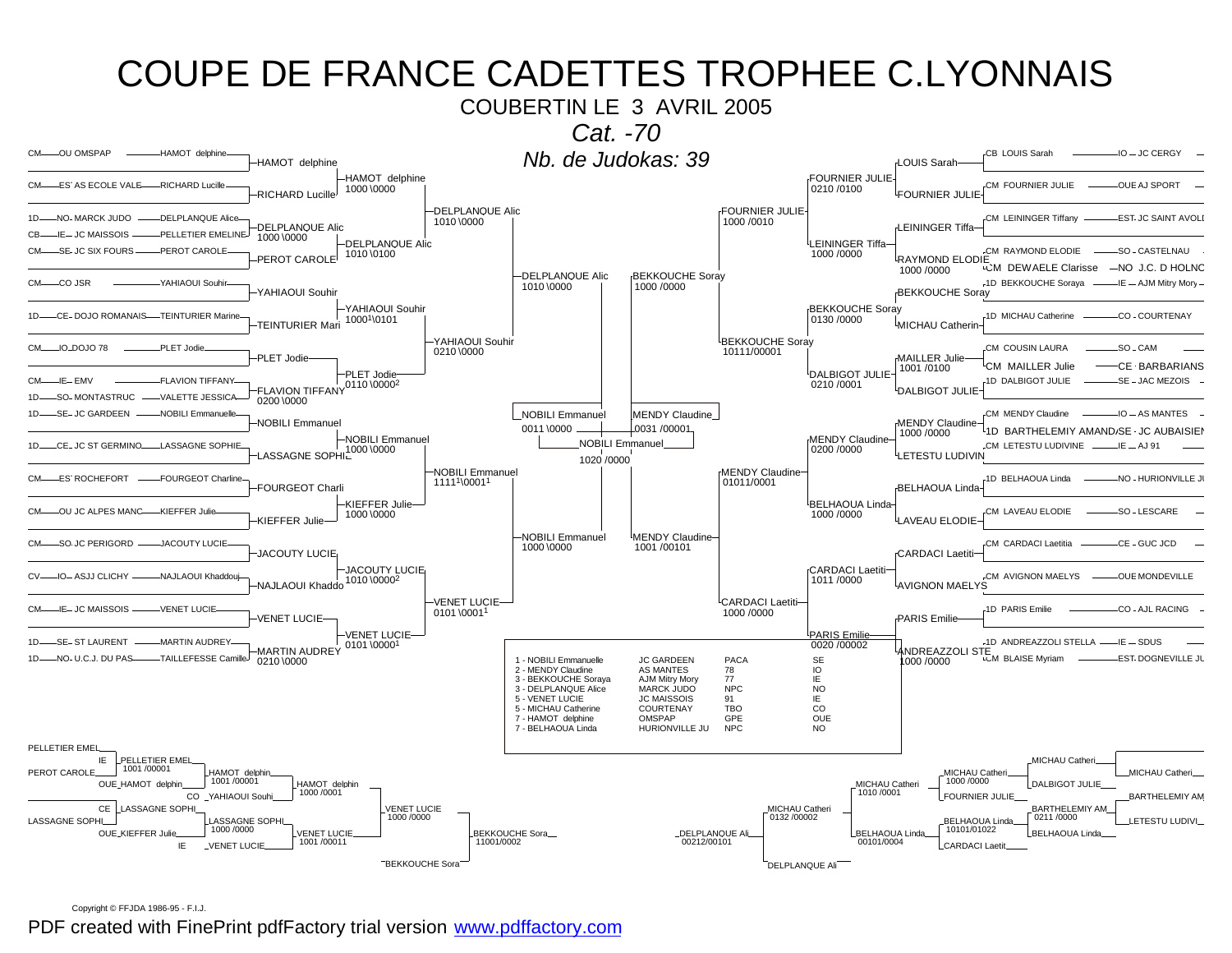# COUPE DE FRANCE CADETTES TROPHEE C.LYONNAIS

COUBERTIN LE 3 AVRIL 2005

*Cat. -70*

*Nb. de Judokas: 39*

## Tableau gauche

| Grade | Ligue | Club | Judoka |
|---|---|---|---|
| CM | OU | OMSPAP | HAMOT delphine |
| CM | ES | AS ECOLE VALE | RICHARD Lucille |
| 1D | NO | MARCK JUDO | DELPLANQUE Alice |
| CB | IE | JC MAISSOIS | PELLETIER EMELINE |
| CM | SE | JC SIX FOURS | PEROT CAROLE |
| CM | CO | JSR | YAHIAOUI Souhir |
| 1D | CE | DOJO ROMANAIS | TEINTURIER Marine |
| CM | IO | DOJO 78 | PLET Jodie |
| CM | IE | EMV | FLAVION TIFFANY |
| 1D | SO | MONTASTRUC | VALETTE JESSICA |
| 1D | SE | JC GARDEEN | NOBILI Emmanuelle |
| 1D | CE | JC ST GERMINO | LASSAGNE SOPHIE |
| CM | ES | ROCHEFORT | FOURGEOT Charline |
| CM | OU | JC ALPES MANC | KIEFFER Julie |
| CM | SO | JC PERIGORD | JACOUTY LUCIE |
| CV | IO | ASJJ CLICHY | NAJLAOUI Khaddouj |
| CM | IE | JC MAISSOIS | VENET LUCIE |
| 1D | SE | ST LAURENT | MARTIN AUDREY |
| 1D | NO | U.C.J. DU PAS | TAILLEFESSE Camille |

Résultats (tableau gauche) :

- HAMOT delphine — RICHARD Lucille → HAMOT delphine 1000\0000
- DELPLANQUE Alic — PEROT CAROLE → DELPLANQUE Alic 1010\0100
- HAMOT delphine — DELPLANQUE Alic → DELPLANQUE Alic 1010\0000
- YAHIAOUI Souhir — TEINTURIER Mari → YAHIAOUI Souhir 1000[1]\0101
- PLET Jodie — FLAVION TIFFANY (FLAVION TIFFANY 0200\0000) → PLET Jodie 0110\0000[2]
- YAHIAOUI Souhir — PLET Jodie → YAHIAOUI Souhir 0210\0000
- DELPLANQUE Alic — YAHIAOUI Souhir → DELPLANQUE Alic 1010\0000
- NOBILI Emmanuel — LASSAGNE SOPHIE → NOBILI Emmanuel 1000\0000
- FOURGEOT Charli — KIEFFER Julie → KIEFFER Julie 1000\0000
- NOBILI Emmanuel — KIEFFER Julie → NOBILI Emmanuel 1111[1]\0001[1]
- JACOUTY LUCIE — NAJLAOUI Khaddo → JACOUTY LUCIE 1010\0000[2]
- VENET LUCIE — MARTIN AUDREY (MARTIN AUDREY 0210\0000) → VENET LUCIE 0101\0000[1]
- JACOUTY LUCIE — VENET LUCIE → VENET LUCIE 0101\0001[1]
- NOBILI Emmanuel — VENET LUCIE → NOBILI Emmanuel 1000\0000
- DELPLANQUE Alic — NOBILI Emmanuel → NOBILI Emmanuel 0011\0000

## Tableau droit

| Grade | Judoka | Ligue | Club |
|---|---|---|---|
| CB | LOUIS Sarah | IO | JC CERGY |
| CM | FOURNIER JULIE | OUE | AJ SPORT |
| CM | LEININGER Tiffany | EST | JC SAINT AVOLD |
| CM | RAYMOND ELODIE | SO | CASTELNAU |
| CM | DEWAELE Clarisse | NO | J.C. D HOLNC |
| 1D | BEKKOUCHE Soraya | IE | AJM Mitry Mory |
| 1D | MICHAU Catherine | CO | COURTENAY |
| CM | COUSIN LAURA | SO | CAM |
| CM | MAILLER Julie | CE | BARBARIANS |
| 1D | DALBIGOT JULIE | SE | JAC MEZOIS |
| CM | MENDY Claudine | IO | AS MANTES |
| 1D | BARTHELEMIY AMAND | SE | JC AUBAISIEN |
| CM | LETESTU LUDIVINE | IE | AJ 91 |
| 1D | BELHAOUA Linda | NO | HURIONVILLE JU |
| CM | LAVEAU ELODIE | SO | LESCARE |
| CM | CARDACI Laetitia | CE | GUC JCD |
| CM | AVIGNON MAELYS | OUE | MONDEVILLE |
| 1D | PARIS Emilie | CO | AJL RACING |
| 1D | ANDREAZZOLI STELLA | IE | SDUS |
| CM | BLAISE Myriam | EST | DOGNEVILLE JU |

Résultats (tableau droit) :

- LOUIS Sarah — FOURNIER JULIE → FOURNIER JULIE 0210 /0100
- LEININGER Tiffa — RAYMOND ELODIE (RAYMOND ELODIE 1000 /0000) → LEININGER Tiffa 1000 /0000
- FOURNIER JULIE — LEININGER Tiffa → FOURNIER JULIE 1000 /0010
- BEKKOUCHE Soray — MICHAU Catherin → BEKKOUCHE Soray 0130 /0000
- MAILLER Julie (1001 /0100) — DALBIGOT JULIE → DALBIGOT JULIE 0210 /0001
- BEKKOUCHE Soray — DALBIGOT JULIE → BEKKOUCHE Soray 10111/00001
- FOURNIER JULIE — BEKKOUCHE Soray → BEKKOUCHE Soray 1000 /0000
- MENDY Claudine (1000 /0000) — LETESTU LUDIVIN → MENDY Claudine 0200 /0000
- BELHAOUA Linda — LAVEAU ELODIE → BELHAOUA Linda 1000 /0000
- MENDY Claudine — BELHAOUA Linda → MENDY Claudine 01011/0001
- CARDACI Laetiti — AVIGNON MAELYS → CARDACI Laetiti 1011 /0000
- PARIS Emilie — ANDREAZZOLI STE (1000 /0000) → PARIS Emilie 0020 /00002
- CARDACI Laetiti — PARIS Emilie → CARDACI Laetiti 1000 /0000
- MENDY Claudine — CARDACI Laetiti → MENDY Claudine 1001 /00101
- BEKKOUCHE Soray — MENDY Claudine → MENDY Claudine 0031 /00001

## Finale

NOBILI Emmanuel — MENDY Claudine → NOBILI Emmanuel 1020 /0000

## Classement

| Place | Judoka | Club | Région | Ligue |
|---|---|---|---|---|
| 1 | NOBILI Emmanuelle | JC GARDEEN | PACA | SE |
| 2 | MENDY Claudine | AS MANTES | 78 | IO |
| 3 | BEKKOUCHE Soraya | AJM Mitry Mory | 77 | IE |
| 3 | DELPLANQUE Alice | MARCK JUDO | NPC | NO |
| 5 | VENET LUCIE | JC MAISSOIS | 91 | IE |
| 5 | MICHAU Catherine | COURTENAY | TBO | CO |
| 7 | HAMOT delphine | OMSPAP | GPE | OUE |
| 7 | BELHAOUA Linda | HURIONVILLE JU | NPC | NO |

## Repêchages

Côté gauche :

- PELLETIER EMEL — PEROT CAROLE → IE PELLETIER EMEL 1001 /00001
- OUE HAMOT delphin — PELLETIER EMEL → HAMOT delphin 1001 /00001
- HAMOT delphin — CO YAHIAOUI Souhi → HAMOT delphin 1000 /0001
- CE LASSAGNE SOPHI — LASSAGNE SOPHI → LASSAGNE SOPHI
- LASSAGNE SOPHI — OUE KIEFFER Julie → LASSAGNE SOPHI 1000 /0000
- LASSAGNE SOPHI — IE VENET LUCIE → VENET LUCIE 1001 /00011
- HAMOT delphin — VENET LUCIE → VENET LUCIE 1000 /0000
- VENET LUCIE — BEKKOUCHE Sora → BEKKOUCHE Sora 11001/0002

Côté droit :

- MICHAU Catheri — DALBIGOT JULIE → MICHAU Catheri
- MICHAU Catheri — FOURNIER JULIE → MICHAU Catheri 1000 /0000
- BARTHELEMIY AM — LETESTU LUDIVI → BARTHELEMIY AM 0211 /0000
- BARTHELEMIY AM — BELHAOUA Linda → BELHAOUA Linda 10101/01022
- BELHAOUA Linda — CARDACI Laetit → BELHAOUA Linda 00101/0004
- MICHAU Catheri — BELHAOUA Linda → MICHAU Catheri 1010 /0001
- MICHAU Catheri — DELPLANQUE Ali → MICHAU Catheri 0132 /00002
- DELPLANQUE Ali → DELPLANQUE Ali 00212/00101

Copyright © FFJDA 1986-95 - F.I.J.

PDF created with FinePrint pdfFactory trial version www.pdffactory.com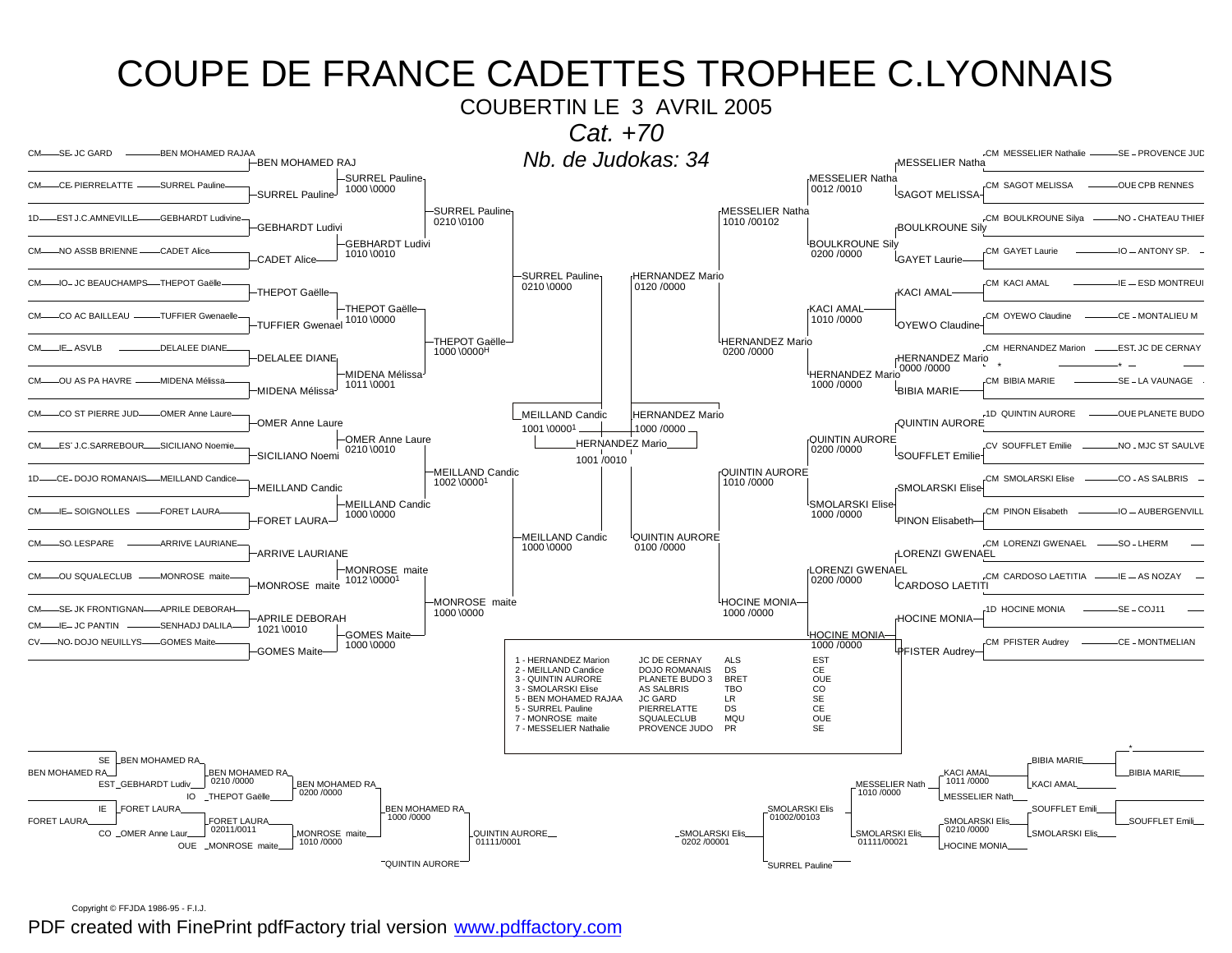# COUPE DE FRANCE CADETTES TROPHEE C.LYONNAIS

COUBERTIN LE 3 AVRIL 2005

*Cat. +70*

*Nb. de Judokas: 34*

## Tableau gauche

| | | | |
|---|---|---|---|
| CM | SE JC GARD | BEN MOHAMED RAJAA | BEN MOHAMED RAJ |
| CM | CE PIERRELATTE | SURREL Pauline | SURREL Pauline |
| 1D | EST J.C.AMNEVILLE | GEBHARDT Ludivine | GEBHARDT Ludivi |
| CM | NO ASSB BRIENNE | CADET Alice | CADET Alice |
| CM | IO JC BEAUCHAMPS | THEPOT Gaëlle | THEPOT Gaëlle |
| CM | CO AC BAILLEAU | TUFFIER Gwenaelle | TUFFIER Gwenael |
| CM | IE ASVLB | DELALEE DIANE | DELALEE DIANE |
| CM | OU AS PA HAVRE | MIDENA Mélissa | MIDENA Mélissa |
| CM | CO ST PIERRE JUD | OMER Anne Laure | OMER Anne Laure |
| CM | ES J.C.SARREBOUR | SICILIANO Noemie | SICILIANO Noemi |
| 1D | CE DOJO ROMANAIS | MEILLAND Candice | MEILLAND Candic |
| CM | IE SOIGNOLLES | FORET LAURA | FORET LAURA |
| CM | SO LESPARE | ARRIVE LAURIANE | ARRIVE LAURIANE |
| CM | OU SQUALECLUB | MONROSE maite | MONROSE maite |
| CM | SE JK FRONTIGNAN | APRILE DEBORAH | APRILE DEBORAH (1021 \0010) |
| CM | IE JC PANTIN | SENHADJ DALILA | |
| CV | NO DOJO NEUILLYS | GOMES Maite | GOMES Maite |

2e tour :
- SURREL Pauline 1000 \0000
- GEBHARDT Ludivi 1010 \0010
- THEPOT Gaëlle 1010 \0000
- MIDENA Mélissa 1011 \0001
- OMER Anne Laure 0210 \0010
- MEILLAND Candic 1000 \0000
- MONROSE maite 1012 \0000[1]
- GOMES Maite 1000 \0000

3e tour :
- SURREL Pauline 0210 \0100
- THEPOT Gaëlle 1000 \0000[H]
- MEILLAND Candic 1002 \0000[1]
- MONROSE maite 1000 \0000

Quarts :
- SURREL Pauline 0210 \0000
- MEILLAND Candic 1000 \0000

Demi-finale : MEILLAND Candic 1001 \0000[1]

## Tableau droit

| | | | |
|---|---|---|---|
| MESSELIER Natha | CM | MESSELIER Nathalie | SE PROVENCE JUD |
| SAGOT MELISSA | CM | SAGOT MELISSA | OUE CPB RENNES |
| BOULKROUNE Sily | CM | BOULKROUNE Silya | NO CHATEAU THIEF |
| GAYET Laurie | CM | GAYET Laurie | IO ANTONY SP. |
| KACI AMAL | CM | KACI AMAL | IE ESD MONTREUI |
| OYEWO Claudine | CM | OYEWO Claudine | CE MONTALIEU M |
| HERNANDEZ Mario (0000 /0000) | CM | HERNANDEZ Marion | EST JC DE CERNAY |
| | * | | * |
| BIBIA MARIE | CM | BIBIA MARIE | SE LA VAUNAGE |
| QUINTIN AURORE | 1D | QUINTIN AURORE | OUE PLANETE BUDO |
| SOUFFLET Emilie | CV | SOUFFLET Emilie | NO MJC ST SAULVE |
| SMOLARSKI Elise | CM | SMOLARSKI Elise | CO AS SALBRIS |
| PINON Elisabeth | CM | PINON Elisabeth | IO AUBERGENVILL |
| LORENZI GWENAEL | CM | LORENZI GWENAEL | SO LHERM |
| CARDOSO LAETITI | CM | CARDOSO LAETITIA | IE AS NOZAY |
| HOCINE MONIA | 1D | HOCINE MONIA | SE COJ11 |
| PFISTER Audrey | CM | PFISTER Audrey | CE MONTMELIAN |

2e tour :
- MESSELIER Natha 0012 /0010
- BOULKROUNE Sily 0200 /0000
- KACI AMAL 1010 /0000
- HERNANDEZ Mario 1000 /0000
- QUINTIN AURORE 0200 /0000
- SMOLARSKI Elise 1000 /0000
- LORENZI GWENAEL 0200 /0000
- HOCINE MONIA 1000 /0000

3e tour :
- MESSELIER Natha 1010 /00102
- HERNANDEZ Mario 0200 /0000
- QUINTIN AURORE 1010 /0000
- HOCINE MONIA 1000 /0000

Quarts :
- HERNANDEZ Mario 0120 /0000
- QUINTIN AURORE 0100 /0000

Demi-finale : HERNANDEZ Mario 1000 /0000

## Finale

HERNANDEZ Mario 1001 /0010

## Classement

| | | | |
|---|---|---|---|
| 1 - HERNANDEZ Marion | JC DE CERNAY | ALS | EST |
| 2 - MEILLAND Candice | DOJO ROMANAIS | DS | CE |
| 3 - QUINTIN AURORE | PLANETE BUDO 3 | BRET | OUE |
| 3 - SMOLARSKI Elise | AS SALBRIS | TBO | CO |
| 5 - BEN MOHAMED RAJAA | JC GARD | LR | SE |
| 5 - SURREL Pauline | PIERRELATTE | DS | CE |
| 7 - MONROSE maite | SQUALECLUB | MQU | OUE |
| 7 - MESSELIER Nathalie | PROVENCE JUDO | PR | SE |

## Repêchages

Gauche :
- SE BEN MOHAMED RA / BEN MOHAMED RA → BEN MOHAMED RA 0210 /0000
- EST GEBHARDT Ludiv
- IO THEPOT Gaëlle → BEN MOHAMED RA 0200 /0000
- IE FORET LAURA / FORET LAURA → FORET LAURA 02011/0011
- CO OMER Anne Laur
- OUE MONROSE maite → MONROSE maite 1010 /0000
- BEN MOHAMED RA 1000 /0000
- QUINTIN AURORE 01111/0001
- QUINTIN AURORE

Droite :
- * / BIBIA MARIE → BIBIA MARIE
- KACI AMAL 1011 /0000 → KACI AMAL
- MESSELIER Nath → MESSELIER Nath 1010 /0000
- SOUFFLET Emili → SOUFFLET Emili
- SMOLARSKI Elis 0210 /0000 → SMOLARSKI Elis
- HOCINE MONIA → SMOLARSKI Elis 01111/00021
- SMOLARSKI Elis 01002/00103
- SMOLARSKI Elis 0202 /00001
- SURREL Pauline

Copyright © FFJDA 1986-95 - F.I.J.